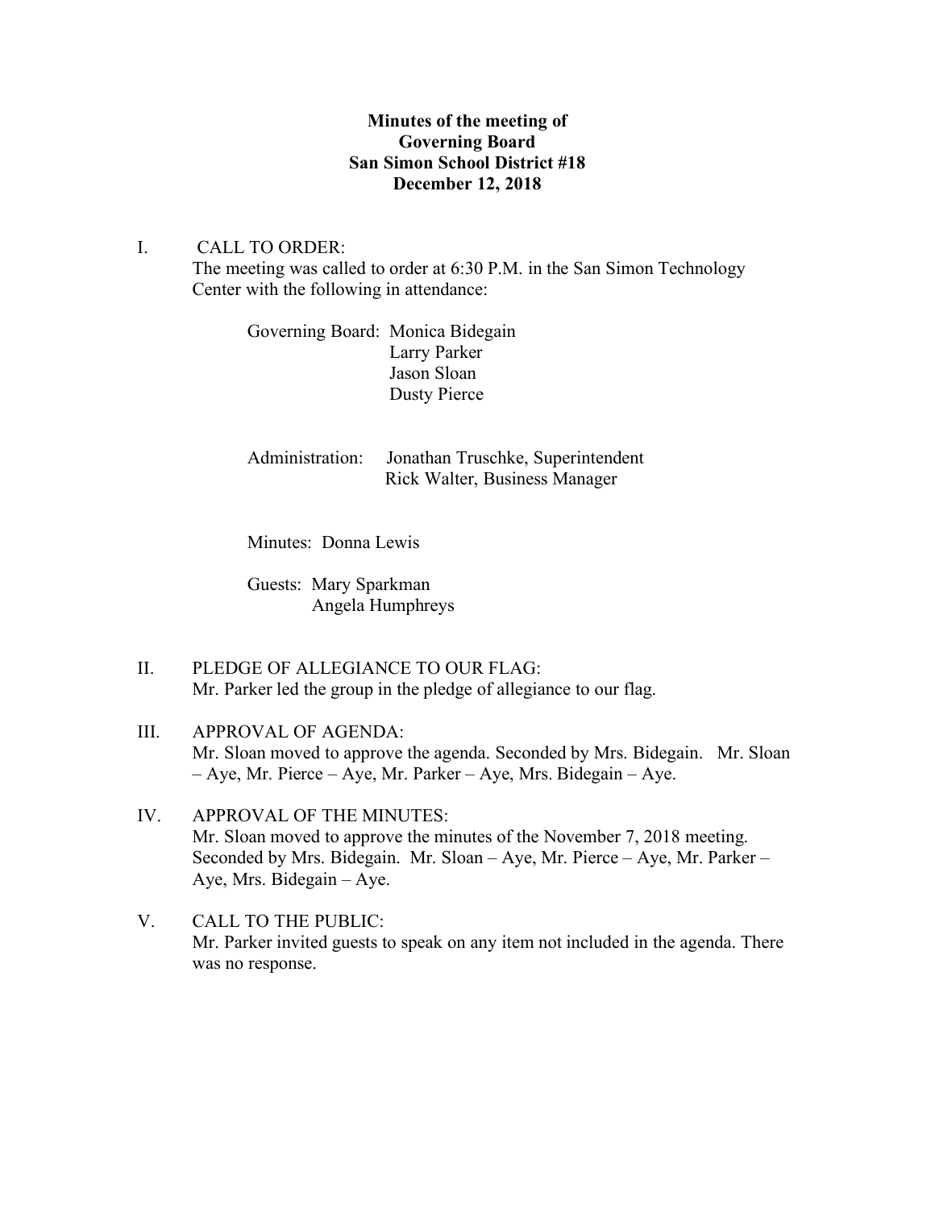**Minutes of the meeting of**
**Governing Board**
**San Simon School District #18**
**December 12, 2018**

I. CALL TO ORDER:
The meeting was called to order at 6:30 P.M. in the San Simon Technology Center with the following in attendance:

Governing Board: Monica Bidegain
Larry Parker
Jason Sloan
Dusty Pierce

Administration: Jonathan Truschke, Superintendent
Rick Walter, Business Manager

Minutes: Donna Lewis

Guests: Mary Sparkman
Angela Humphreys

II. PLEDGE OF ALLEGIANCE TO OUR FLAG:
Mr. Parker led the group in the pledge of allegiance to our flag.

III. APPROVAL OF AGENDA:
Mr. Sloan moved to approve the agenda. Seconded by Mrs. Bidegain. Mr. Sloan – Aye, Mr. Pierce – Aye, Mr. Parker – Aye, Mrs. Bidegain – Aye.

IV. APPROVAL OF THE MINUTES:
Mr. Sloan moved to approve the minutes of the November 7, 2018 meeting. Seconded by Mrs. Bidegain. Mr. Sloan – Aye, Mr. Pierce – Aye, Mr. Parker – Aye, Mrs. Bidegain – Aye.

V. CALL TO THE PUBLIC:
Mr. Parker invited guests to speak on any item not included in the agenda. There was no response.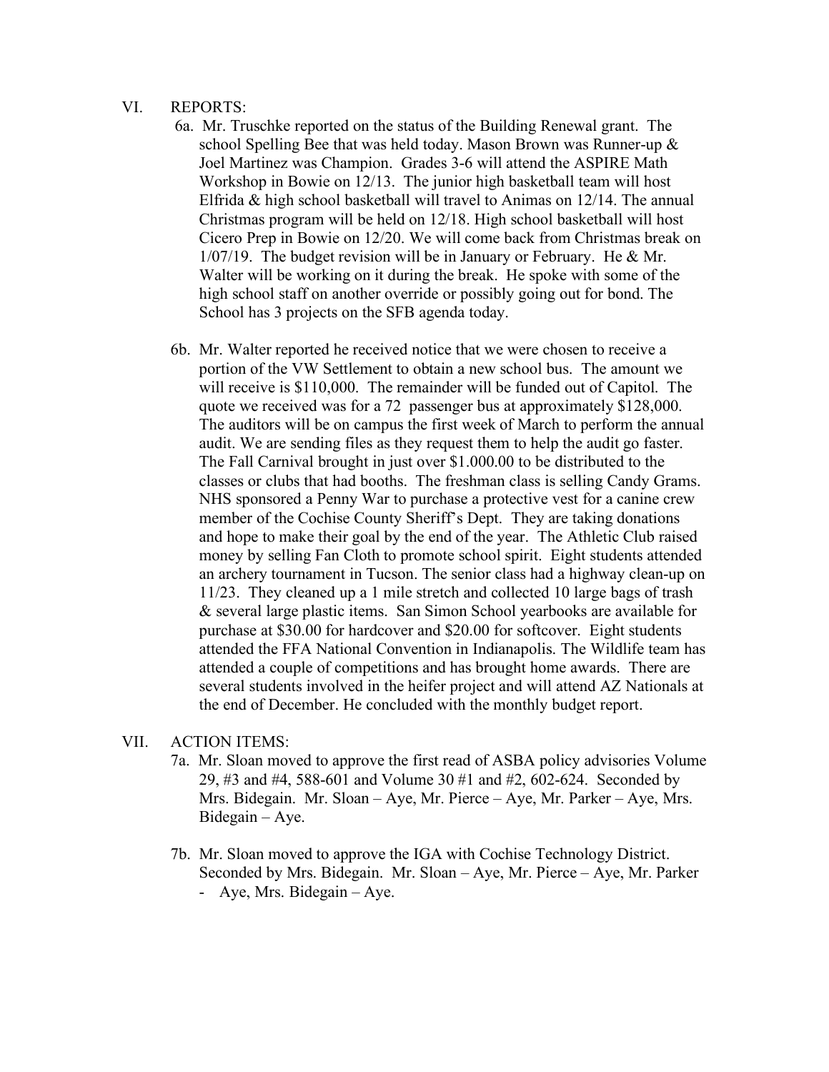VI. REPORTS:

6a. Mr. Truschke reported on the status of the Building Renewal grant. The school Spelling Bee that was held today. Mason Brown was Runner-up & Joel Martinez was Champion. Grades 3-6 will attend the ASPIRE Math Workshop in Bowie on 12/13. The junior high basketball team will host Elfrida & high school basketball will travel to Animas on 12/14. The annual Christmas program will be held on 12/18. High school basketball will host Cicero Prep in Bowie on 12/20. We will come back from Christmas break on 1/07/19. The budget revision will be in January or February. He & Mr. Walter will be working on it during the break. He spoke with some of the high school staff on another override or possibly going out for bond. The School has 3 projects on the SFB agenda today.

6b. Mr. Walter reported he received notice that we were chosen to receive a portion of the VW Settlement to obtain a new school bus. The amount we will receive is $110,000. The remainder will be funded out of Capitol. The quote we received was for a 72 passenger bus at approximately $128,000. The auditors will be on campus the first week of March to perform the annual audit. We are sending files as they request them to help the audit go faster. The Fall Carnival brought in just over $1.000.00 to be distributed to the classes or clubs that had booths. The freshman class is selling Candy Grams. NHS sponsored a Penny War to purchase a protective vest for a canine crew member of the Cochise County Sheriff's Dept. They are taking donations and hope to make their goal by the end of the year. The Athletic Club raised money by selling Fan Cloth to promote school spirit. Eight students attended an archery tournament in Tucson. The senior class had a highway clean-up on 11/23. They cleaned up a 1 mile stretch and collected 10 large bags of trash & several large plastic items. San Simon School yearbooks are available for purchase at $30.00 for hardcover and $20.00 for softcover. Eight students attended the FFA National Convention in Indianapolis. The Wildlife team has attended a couple of competitions and has brought home awards. There are several students involved in the heifer project and will attend AZ Nationals at the end of December. He concluded with the monthly budget report.

VII. ACTION ITEMS:

7a. Mr. Sloan moved to approve the first read of ASBA policy advisories Volume 29, #3 and #4, 588-601 and Volume 30 #1 and #2, 602-624. Seconded by Mrs. Bidegain. Mr. Sloan – Aye, Mr. Pierce – Aye, Mr. Parker – Aye, Mrs. Bidegain – Aye.

7b. Mr. Sloan moved to approve the IGA with Cochise Technology District. Seconded by Mrs. Bidegain. Mr. Sloan – Aye, Mr. Pierce – Aye, Mr. Parker - Aye, Mrs. Bidegain – Aye.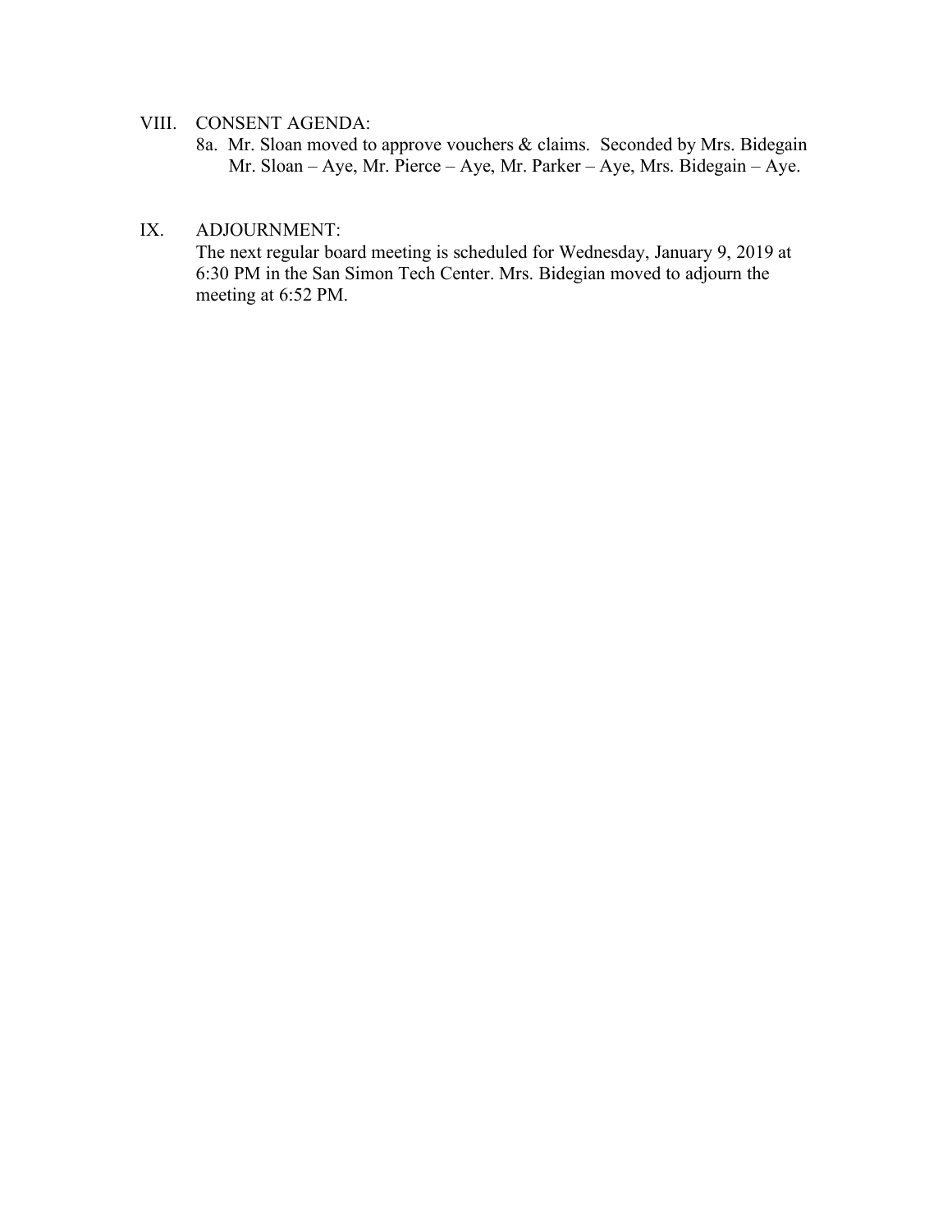VIII. CONSENT AGENDA:

8a. Mr. Sloan moved to approve vouchers & claims. Seconded by Mrs. Bidegain
Mr. Sloan – Aye, Mr. Pierce – Aye, Mr. Parker – Aye, Mrs. Bidegain – Aye.

IX. ADJOURNMENT:

The next regular board meeting is scheduled for Wednesday, January 9, 2019 at 6:30 PM in the San Simon Tech Center. Mrs. Bidegian moved to adjourn the meeting at 6:52 PM.